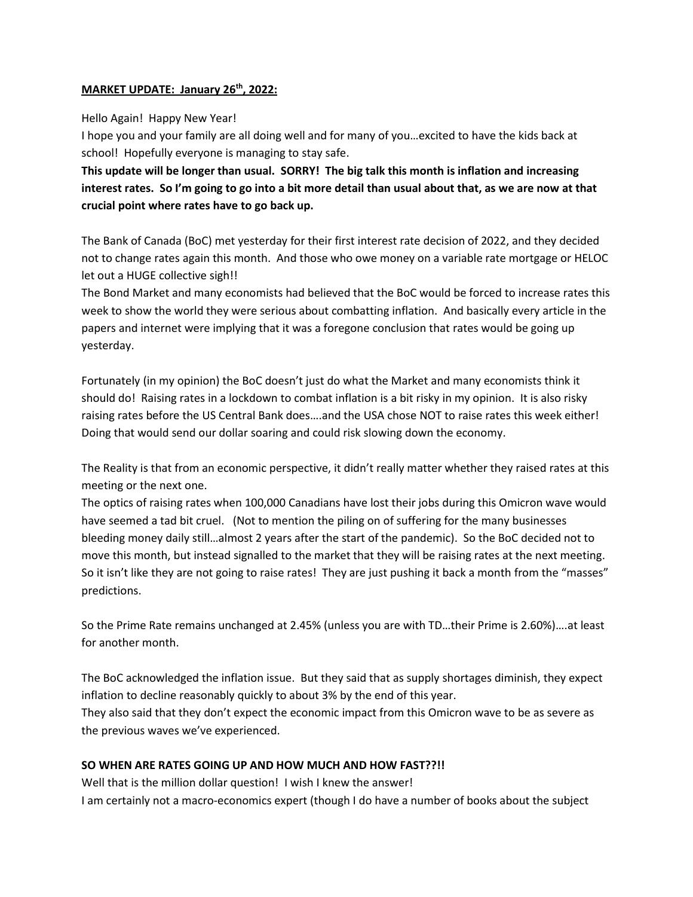**MARKET UPDATE: January 26th, 2022:**

Hello Again! Happy New Year!
I hope you and your family are all doing well and for many of you…excited to have the kids back at school! Hopefully everyone is managing to stay safe.
**This update will be longer than usual. SORRY! The big talk this month is inflation and increasing interest rates. So I'm going to go into a bit more detail than usual about that, as we are now at that crucial point where rates have to go back up.**

The Bank of Canada (BoC) met yesterday for their first interest rate decision of 2022, and they decided not to change rates again this month. And those who owe money on a variable rate mortgage or HELOC let out a HUGE collective sigh!!
The Bond Market and many economists had believed that the BoC would be forced to increase rates this week to show the world they were serious about combatting inflation. And basically every article in the papers and internet were implying that it was a foregone conclusion that rates would be going up yesterday.

Fortunately (in my opinion) the BoC doesn't just do what the Market and many economists think it should do! Raising rates in a lockdown to combat inflation is a bit risky in my opinion. It is also risky raising rates before the US Central Bank does….and the USA chose NOT to raise rates this week either! Doing that would send our dollar soaring and could risk slowing down the economy.

The Reality is that from an economic perspective, it didn't really matter whether they raised rates at this meeting or the next one.
The optics of raising rates when 100,000 Canadians have lost their jobs during this Omicron wave would have seemed a tad bit cruel. (Not to mention the piling on of suffering for the many businesses bleeding money daily still…almost 2 years after the start of the pandemic). So the BoC decided not to move this month, but instead signalled to the market that they will be raising rates at the next meeting. So it isn't like they are not going to raise rates! They are just pushing it back a month from the "masses" predictions.

So the Prime Rate remains unchanged at 2.45% (unless you are with TD…their Prime is 2.60%)….at least for another month.

The BoC acknowledged the inflation issue. But they said that as supply shortages diminish, they expect inflation to decline reasonably quickly to about 3% by the end of this year.
They also said that they don't expect the economic impact from this Omicron wave to be as severe as the previous waves we've experienced.

**SO WHEN ARE RATES GOING UP AND HOW MUCH AND HOW FAST??!!**
Well that is the million dollar question! I wish I knew the answer!
I am certainly not a macro-economics expert (though I do have a number of books about the subject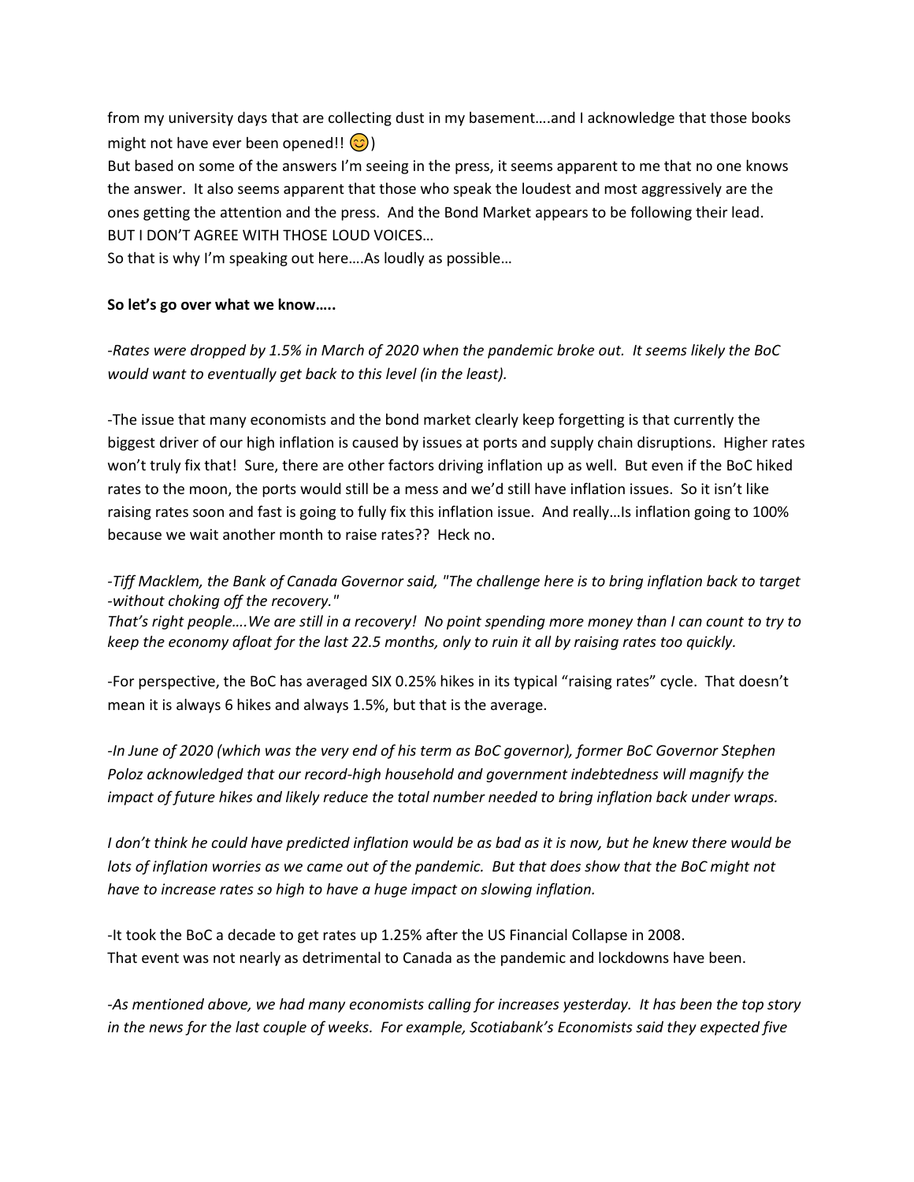from my university days that are collecting dust in my basement….and I acknowledge that those books might not have ever been opened!! 😊)
But based on some of the answers I'm seeing in the press, it seems apparent to me that no one knows the answer. It also seems apparent that those who speak the loudest and most aggressively are the ones getting the attention and the press. And the Bond Market appears to be following their lead.
BUT I DON'T AGREE WITH THOSE LOUD VOICES…
So that is why I'm speaking out here….As loudly as possible…

**So let's go over what we know…..**

*-Rates were dropped by 1.5% in March of 2020 when the pandemic broke out. It seems likely the BoC would want to eventually get back to this level (in the least).*

-The issue that many economists and the bond market clearly keep forgetting is that currently the biggest driver of our high inflation is caused by issues at ports and supply chain disruptions. Higher rates won't truly fix that! Sure, there are other factors driving inflation up as well. But even if the BoC hiked rates to the moon, the ports would still be a mess and we'd still have inflation issues. So it isn't like raising rates soon and fast is going to fully fix this inflation issue. And really…Is inflation going to 100% because we wait another month to raise rates?? Heck no.

*-Tiff Macklem, the Bank of Canada Governor said, "The challenge here is to bring inflation back to target -without choking off the recovery."*
*That's right people….We are still in a recovery! No point spending more money than I can count to try to keep the economy afloat for the last 22.5 months, only to ruin it all by raising rates too quickly.*

-For perspective, the BoC has averaged SIX 0.25% hikes in its typical "raising rates" cycle. That doesn't mean it is always 6 hikes and always 1.5%, but that is the average.

*-In June of 2020 (which was the very end of his term as BoC governor), former BoC Governor Stephen Poloz acknowledged that our record-high household and government indebtedness will magnify the impact of future hikes and likely reduce the total number needed to bring inflation back under wraps.*

*I don't think he could have predicted inflation would be as bad as it is now, but he knew there would be lots of inflation worries as we came out of the pandemic. But that does show that the BoC might not have to increase rates so high to have a huge impact on slowing inflation.*

-It took the BoC a decade to get rates up 1.25% after the US Financial Collapse in 2008.
That event was not nearly as detrimental to Canada as the pandemic and lockdowns have been.

*-As mentioned above, we had many economists calling for increases yesterday. It has been the top story in the news for the last couple of weeks. For example, Scotiabank's Economists said they expected five*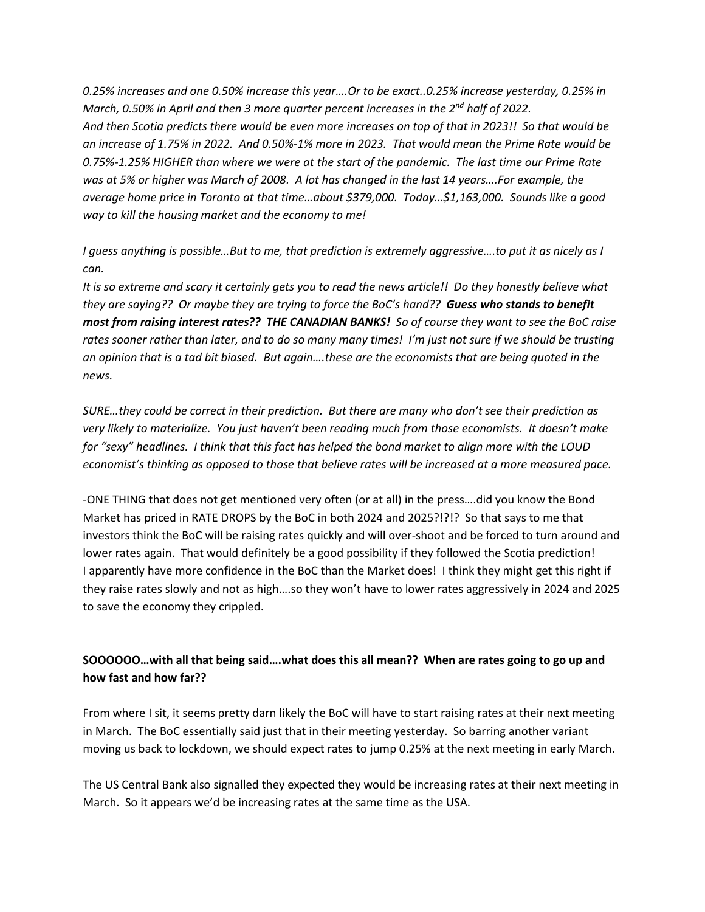*0.25% increases and one 0.50% increase this year….Or to be exact..0.25% increase yesterday, 0.25% in March, 0.50% in April and then 3 more quarter percent increases in the 2nd half of 2022. And then Scotia predicts there would be even more increases on top of that in 2023!! So that would be an increase of 1.75% in 2022. And 0.50%-1% more in 2023. That would mean the Prime Rate would be 0.75%-1.25% HIGHER than where we were at the start of the pandemic. The last time our Prime Rate was at 5% or higher was March of 2008. A lot has changed in the last 14 years….For example, the average home price in Toronto at that time…about $379,000. Today…$1,163,000. Sounds like a good way to kill the housing market and the economy to me!*

*I guess anything is possible…But to me, that prediction is extremely aggressive….to put it as nicely as I can.*
*It is so extreme and scary it certainly gets you to read the news article!! Do they honestly believe what they are saying?? Or maybe they are trying to force the BoC's hand?? **Guess who stands to benefit most from raising interest rates?? THE CANADIAN BANKS!** So of course they want to see the BoC raise rates sooner rather than later, and to do so many many times! I'm just not sure if we should be trusting an opinion that is a tad bit biased. But again….these are the economists that are being quoted in the news.*

*SURE…they could be correct in their prediction. But there are many who don't see their prediction as very likely to materialize. You just haven't been reading much from those economists. It doesn't make for "sexy" headlines. I think that this fact has helped the bond market to align more with the LOUD economist's thinking as opposed to those that believe rates will be increased at a more measured pace.*

-ONE THING that does not get mentioned very often (or at all) in the press….did you know the Bond Market has priced in RATE DROPS by the BoC in both 2024 and 2025?!?!? So that says to me that investors think the BoC will be raising rates quickly and will over-shoot and be forced to turn around and lower rates again. That would definitely be a good possibility if they followed the Scotia prediction! I apparently have more confidence in the BoC than the Market does! I think they might get this right if they raise rates slowly and not as high….so they won't have to lower rates aggressively in 2024 and 2025 to save the economy they crippled.

**SOOOOOO…with all that being said….what does this all mean?? When are rates going to go up and how fast and how far??**

From where I sit, it seems pretty darn likely the BoC will have to start raising rates at their next meeting in March. The BoC essentially said just that in their meeting yesterday. So barring another variant moving us back to lockdown, we should expect rates to jump 0.25% at the next meeting in early March.

The US Central Bank also signalled they expected they would be increasing rates at their next meeting in March. So it appears we'd be increasing rates at the same time as the USA.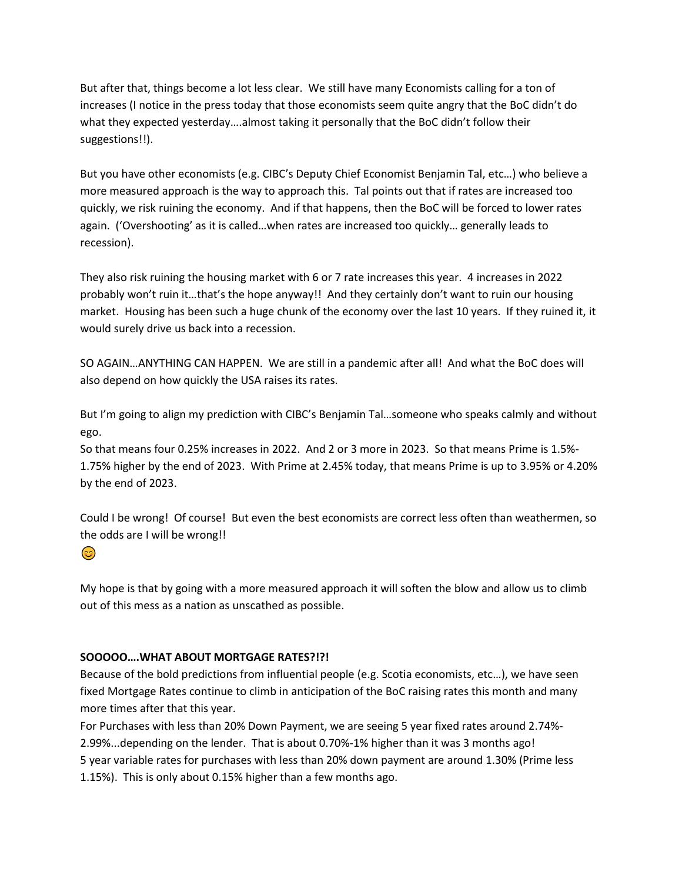But after that, things become a lot less clear. We still have many Economists calling for a ton of increases (I notice in the press today that those economists seem quite angry that the BoC didn't do what they expected yesterday….almost taking it personally that the BoC didn't follow their suggestions!!).

But you have other economists (e.g. CIBC's Deputy Chief Economist Benjamin Tal, etc…) who believe a more measured approach is the way to approach this. Tal points out that if rates are increased too quickly, we risk ruining the economy. And if that happens, then the BoC will be forced to lower rates again. ('Overshooting' as it is called…when rates are increased too quickly… generally leads to recession).

They also risk ruining the housing market with 6 or 7 rate increases this year. 4 increases in 2022 probably won't ruin it…that's the hope anyway!! And they certainly don't want to ruin our housing market. Housing has been such a huge chunk of the economy over the last 10 years. If they ruined it, it would surely drive us back into a recession.

SO AGAIN…ANYTHING CAN HAPPEN. We are still in a pandemic after all! And what the BoC does will also depend on how quickly the USA raises its rates.

But I'm going to align my prediction with CIBC's Benjamin Tal…someone who speaks calmly and without ego.
So that means four 0.25% increases in 2022. And 2 or 3 more in 2023. So that means Prime is 1.5%-1.75% higher by the end of 2023. With Prime at 2.45% today, that means Prime is up to 3.95% or 4.20% by the end of 2023.

Could I be wrong! Of course! But even the best economists are correct less often than weathermen, so the odds are I will be wrong!!
😊

My hope is that by going with a more measured approach it will soften the blow and allow us to climb out of this mess as a nation as unscathed as possible.

**SOOOOO….WHAT ABOUT MORTGAGE RATES?!?!**

Because of the bold predictions from influential people (e.g. Scotia economists, etc…), we have seen fixed Mortgage Rates continue to climb in anticipation of the BoC raising rates this month and many more times after that this year.
For Purchases with less than 20% Down Payment, we are seeing 5 year fixed rates around 2.74%-2.99%...depending on the lender. That is about 0.70%-1% higher than it was 3 months ago!
5 year variable rates for purchases with less than 20% down payment are around 1.30% (Prime less 1.15%). This is only about 0.15% higher than a few months ago.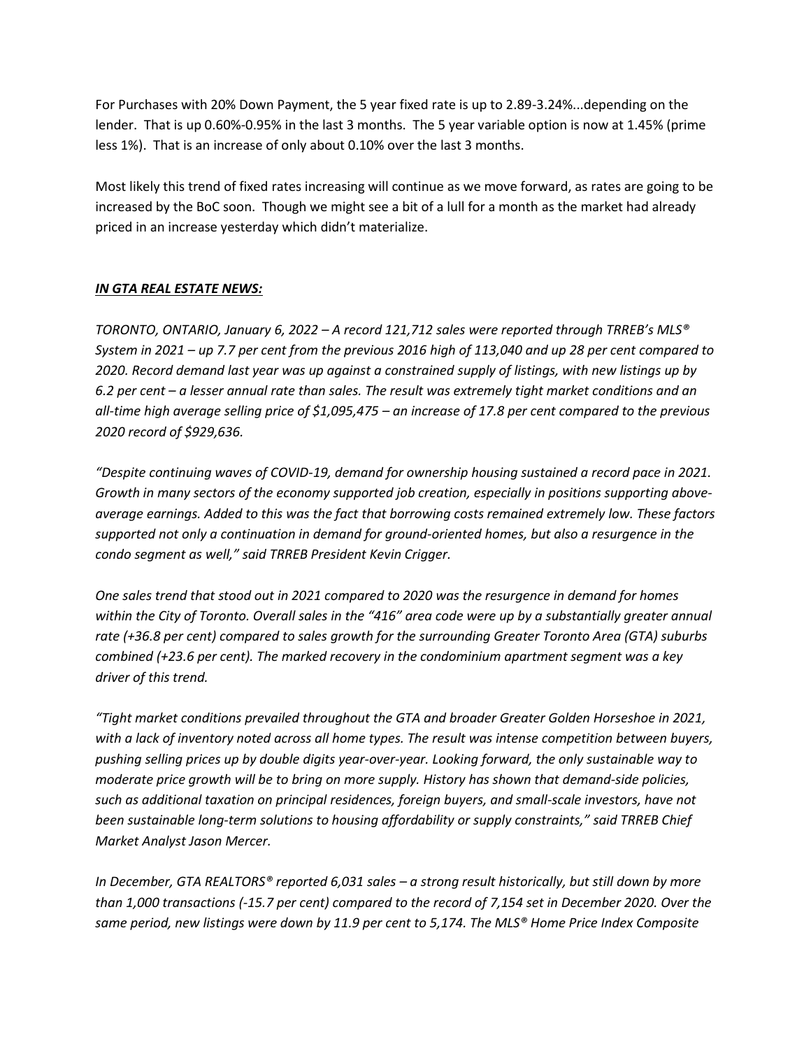For Purchases with 20% Down Payment, the 5 year fixed rate is up to 2.89-3.24%...depending on the lender. That is up 0.60%-0.95% in the last 3 months. The 5 year variable option is now at 1.45% (prime less 1%). That is an increase of only about 0.10% over the last 3 months.

Most likely this trend of fixed rates increasing will continue as we move forward, as rates are going to be increased by the BoC soon. Though we might see a bit of a lull for a month as the market had already priced in an increase yesterday which didn't materialize.

***IN GTA REAL ESTATE NEWS:***

*TORONTO, ONTARIO, January 6, 2022 – A record 121,712 sales were reported through TRREB's MLS® System in 2021 – up 7.7 per cent from the previous 2016 high of 113,040 and up 28 per cent compared to 2020. Record demand last year was up against a constrained supply of listings, with new listings up by 6.2 per cent – a lesser annual rate than sales. The result was extremely tight market conditions and an all-time high average selling price of $1,095,475 – an increase of 17.8 per cent compared to the previous 2020 record of $929,636.*

*"Despite continuing waves of COVID-19, demand for ownership housing sustained a record pace in 2021. Growth in many sectors of the economy supported job creation, especially in positions supporting above-average earnings. Added to this was the fact that borrowing costs remained extremely low. These factors supported not only a continuation in demand for ground-oriented homes, but also a resurgence in the condo segment as well," said TRREB President Kevin Crigger.*

*One sales trend that stood out in 2021 compared to 2020 was the resurgence in demand for homes within the City of Toronto. Overall sales in the "416" area code were up by a substantially greater annual rate (+36.8 per cent) compared to sales growth for the surrounding Greater Toronto Area (GTA) suburbs combined (+23.6 per cent). The marked recovery in the condominium apartment segment was a key driver of this trend.*

*"Tight market conditions prevailed throughout the GTA and broader Greater Golden Horseshoe in 2021, with a lack of inventory noted across all home types. The result was intense competition between buyers, pushing selling prices up by double digits year-over-year. Looking forward, the only sustainable way to moderate price growth will be to bring on more supply. History has shown that demand-side policies, such as additional taxation on principal residences, foreign buyers, and small-scale investors, have not been sustainable long-term solutions to housing affordability or supply constraints," said TRREB Chief Market Analyst Jason Mercer.*

*In December, GTA REALTORS® reported 6,031 sales – a strong result historically, but still down by more than 1,000 transactions (-15.7 per cent) compared to the record of 7,154 set in December 2020. Over the same period, new listings were down by 11.9 per cent to 5,174. The MLS® Home Price Index Composite*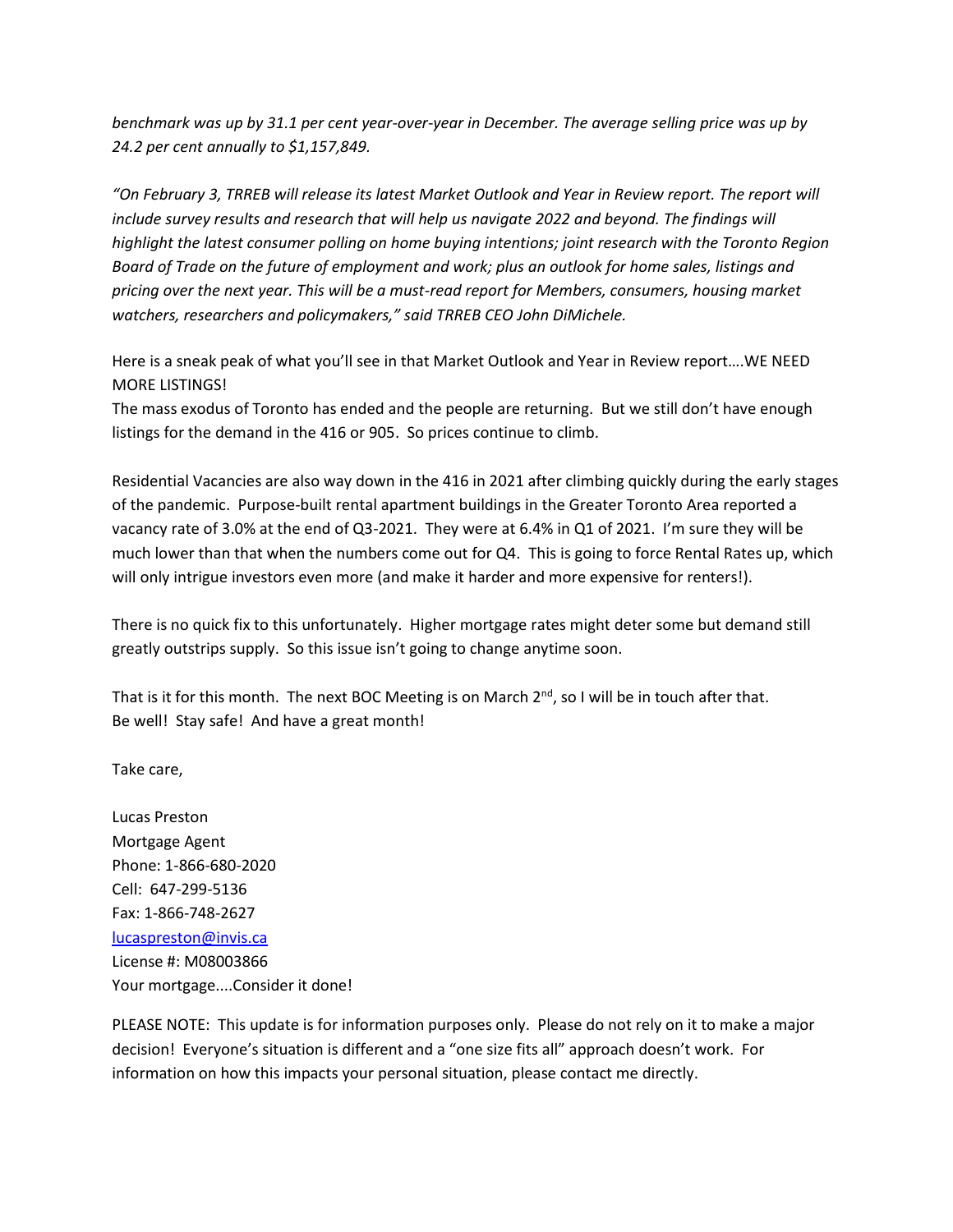*benchmark was up by 31.1 per cent year-over-year in December. The average selling price was up by 24.2 per cent annually to $1,157,849.*

*"On February 3, TRREB will release its latest Market Outlook and Year in Review report. The report will include survey results and research that will help us navigate 2022 and beyond. The findings will highlight the latest consumer polling on home buying intentions; joint research with the Toronto Region Board of Trade on the future of employment and work; plus an outlook for home sales, listings and pricing over the next year. This will be a must-read report for Members, consumers, housing market watchers, researchers and policymakers," said TRREB CEO John DiMichele.*

Here is a sneak peak of what you'll see in that Market Outlook and Year in Review report….WE NEED MORE LISTINGS!
The mass exodus of Toronto has ended and the people are returning. But we still don't have enough listings for the demand in the 416 or 905. So prices continue to climb.

Residential Vacancies are also way down in the 416 in 2021 after climbing quickly during the early stages of the pandemic. Purpose-built rental apartment buildings in the Greater Toronto Area reported a vacancy rate of 3.0% at the end of Q3-2021. They were at 6.4% in Q1 of 2021. I'm sure they will be much lower than that when the numbers come out for Q4. This is going to force Rental Rates up, which will only intrigue investors even more (and make it harder and more expensive for renters!).

There is no quick fix to this unfortunately. Higher mortgage rates might deter some but demand still greatly outstrips supply. So this issue isn't going to change anytime soon.

That is it for this month. The next BOC Meeting is on March 2nd, so I will be in touch after that.
Be well! Stay safe! And have a great month!

Take care,

Lucas Preston
Mortgage Agent
Phone: 1-866-680-2020
Cell: 647-299-5136
Fax: 1-866-748-2627
lucaspreston@invis.ca
License #: M08003866
Your mortgage....Consider it done!

PLEASE NOTE: This update is for information purposes only. Please do not rely on it to make a major decision! Everyone's situation is different and a "one size fits all" approach doesn't work. For information on how this impacts your personal situation, please contact me directly.